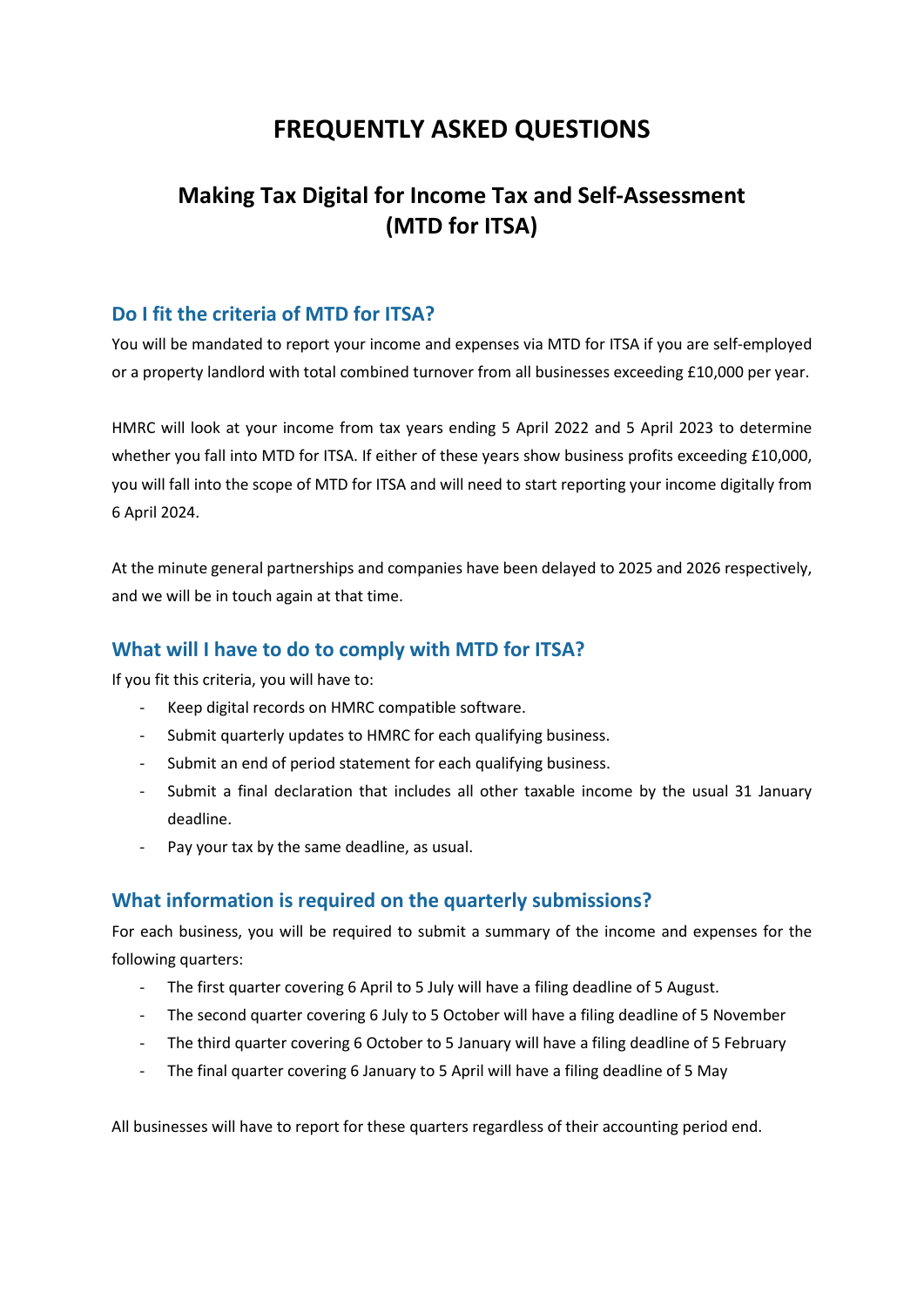# FREQUENTLY ASKED QUESTIONS

## Making Tax Digital for Income Tax and Self-Assessment (MTD for ITSA)

### Do I fit the criteria of MTD for ITSA?

You will be mandated to report your income and expenses via MTD for ITSA if you are self-employed or a property landlord with total combined turnover from all businesses exceeding £10,000 per year.

HMRC will look at your income from tax years ending 5 April 2022 and 5 April 2023 to determine whether you fall into MTD for ITSA. If either of these years show business profits exceeding £10,000, you will fall into the scope of MTD for ITSA and will need to start reporting your income digitally from 6 April 2024.

At the minute general partnerships and companies have been delayed to 2025 and 2026 respectively, and we will be in touch again at that time.

### What will I have to do to comply with MTD for ITSA?

If you fit this criteria, you will have to:

- Keep digital records on HMRC compatible software.
- Submit quarterly updates to HMRC for each qualifying business.
- Submit an end of period statement for each qualifying business.
- Submit a final declaration that includes all other taxable income by the usual 31 January deadline.
- Pay your tax by the same deadline, as usual.

### What information is required on the quarterly submissions?

For each business, you will be required to submit a summary of the income and expenses for the following quarters:

- The first quarter covering 6 April to 5 July will have a filing deadline of 5 August.
- The second quarter covering 6 July to 5 October will have a filing deadline of 5 November
- The third quarter covering 6 October to 5 January will have a filing deadline of 5 February
- The final quarter covering 6 January to 5 April will have a filing deadline of 5 May

All businesses will have to report for these quarters regardless of their accounting period end.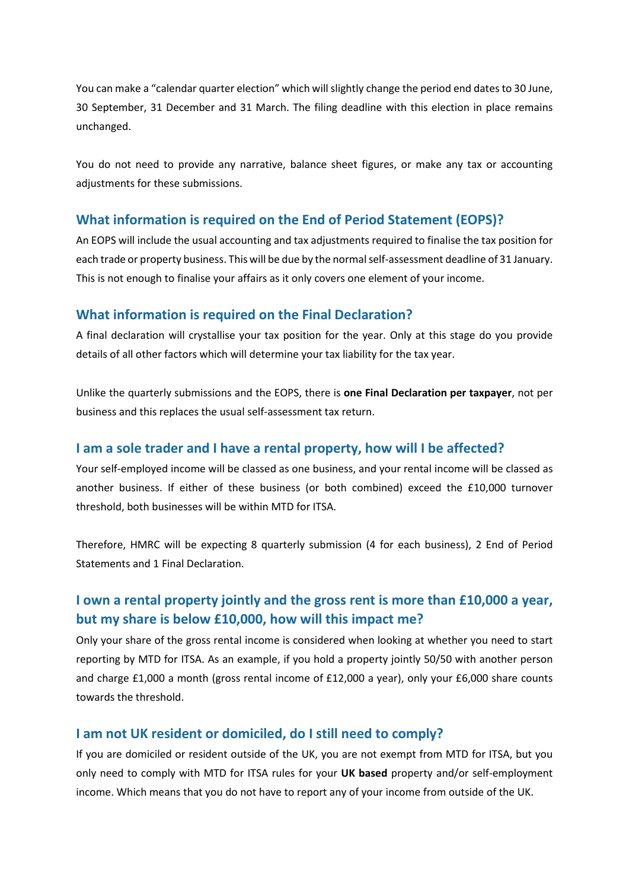You can make a "calendar quarter election" which will slightly change the period end dates to 30 June, 30 September, 31 December and 31 March. The filing deadline with this election in place remains unchanged.

You do not need to provide any narrative, balance sheet figures, or make any tax or accounting adjustments for these submissions.

## What information is required on the End of Period Statement (EOPS)?

An EOPS will include the usual accounting and tax adjustments required to finalise the tax position for each trade or property business. This will be due by the normal self-assessment deadline of 31 January. This is not enough to finalise your affairs as it only covers one element of your income.

## What information is required on the Final Declaration?

A final declaration will crystallise your tax position for the year. Only at this stage do you provide details of all other factors which will determine your tax liability for the tax year.

Unlike the quarterly submissions and the EOPS, there is **one Final Declaration per taxpayer**, not per business and this replaces the usual self-assessment tax return.

## I am a sole trader and I have a rental property, how will I be affected?

Your self-employed income will be classed as one business, and your rental income will be classed as another business. If either of these business (or both combined) exceed the £10,000 turnover threshold, both businesses will be within MTD for ITSA.

Therefore, HMRC will be expecting 8 quarterly submission (4 for each business), 2 End of Period Statements and 1 Final Declaration.

## I own a rental property jointly and the gross rent is more than £10,000 a year, but my share is below £10,000, how will this impact me?

Only your share of the gross rental income is considered when looking at whether you need to start reporting by MTD for ITSA. As an example, if you hold a property jointly 50/50 with another person and charge £1,000 a month (gross rental income of £12,000 a year), only your £6,000 share counts towards the threshold.

## I am not UK resident or domiciled, do I still need to comply?

If you are domiciled or resident outside of the UK, you are not exempt from MTD for ITSA, but you only need to comply with MTD for ITSA rules for your **UK based** property and/or self-employment income. Which means that you do not have to report any of your income from outside of the UK.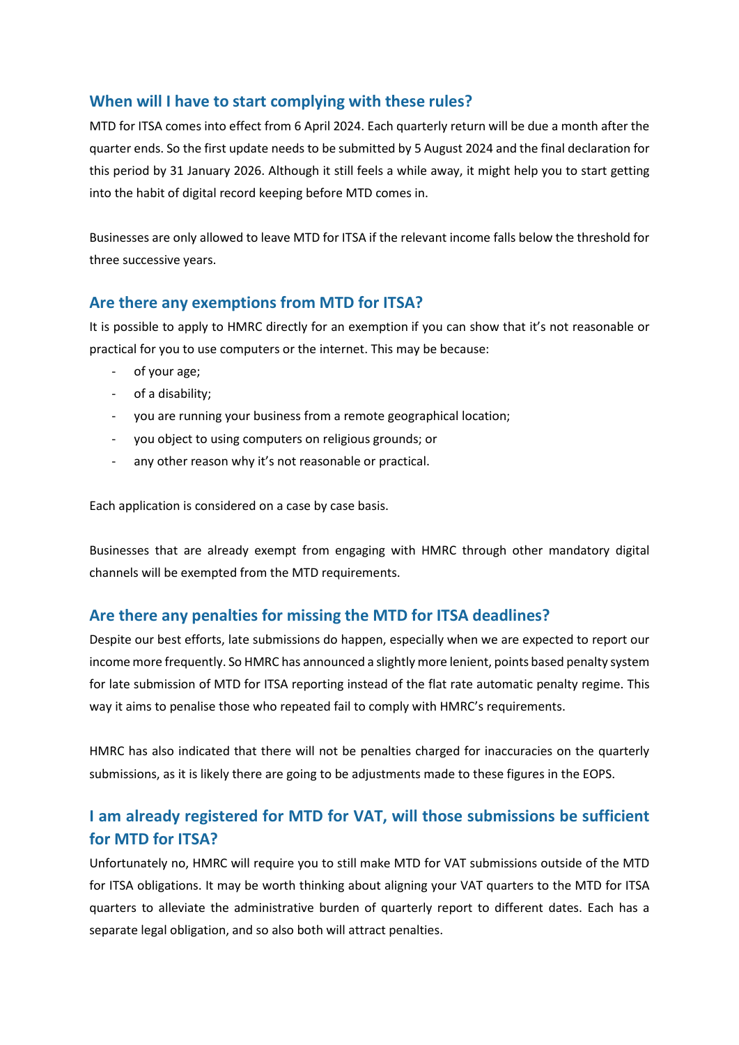## When will I have to start complying with these rules?

MTD for ITSA comes into effect from 6 April 2024. Each quarterly return will be due a month after the quarter ends. So the first update needs to be submitted by 5 August 2024 and the final declaration for this period by 31 January 2026. Although it still feels a while away, it might help you to start getting into the habit of digital record keeping before MTD comes in.

Businesses are only allowed to leave MTD for ITSA if the relevant income falls below the threshold for three successive years.

## Are there any exemptions from MTD for ITSA?

It is possible to apply to HMRC directly for an exemption if you can show that it's not reasonable or practical for you to use computers or the internet. This may be because:

- of your age;
- of a disability;
- you are running your business from a remote geographical location;
- you object to using computers on religious grounds; or
- any other reason why it's not reasonable or practical.

Each application is considered on a case by case basis.

Businesses that are already exempt from engaging with HMRC through other mandatory digital channels will be exempted from the MTD requirements.

## Are there any penalties for missing the MTD for ITSA deadlines?

Despite our best efforts, late submissions do happen, especially when we are expected to report our income more frequently. So HMRC has announced a slightly more lenient, points based penalty system for late submission of MTD for ITSA reporting instead of the flat rate automatic penalty regime. This way it aims to penalise those who repeated fail to comply with HMRC's requirements.

HMRC has also indicated that there will not be penalties charged for inaccuracies on the quarterly submissions, as it is likely there are going to be adjustments made to these figures in the EOPS.

## I am already registered for MTD for VAT, will those submissions be sufficient for MTD for ITSA?

Unfortunately no, HMRC will require you to still make MTD for VAT submissions outside of the MTD for ITSA obligations. It may be worth thinking about aligning your VAT quarters to the MTD for ITSA quarters to alleviate the administrative burden of quarterly report to different dates. Each has a separate legal obligation, and so also both will attract penalties.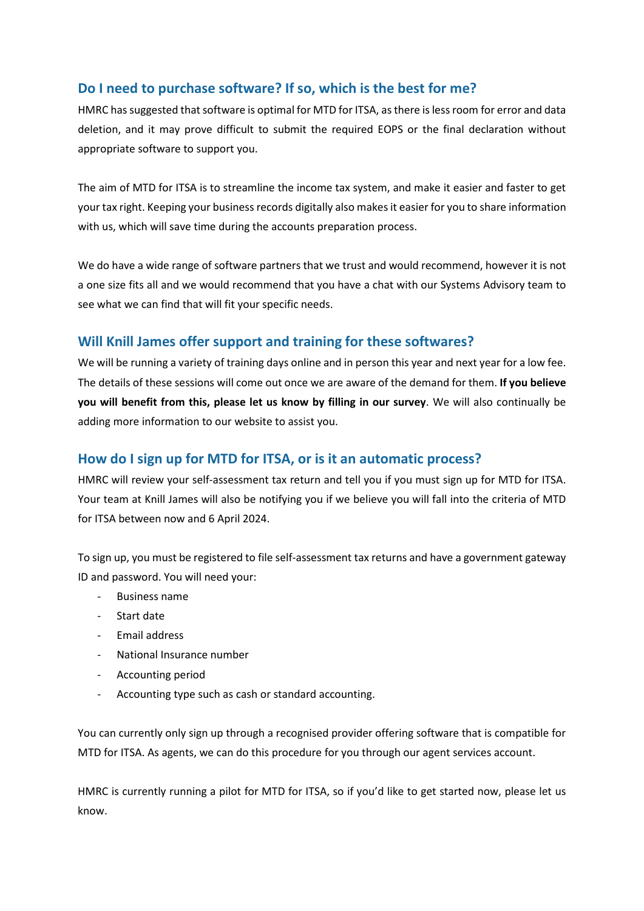## Do I need to purchase software? If so, which is the best for me?

HMRC has suggested that software is optimal for MTD for ITSA, as there is less room for error and data deletion, and it may prove difficult to submit the required EOPS or the final declaration without appropriate software to support you.

The aim of MTD for ITSA is to streamline the income tax system, and make it easier and faster to get your tax right. Keeping your business records digitally also makes it easier for you to share information with us, which will save time during the accounts preparation process.

We do have a wide range of software partners that we trust and would recommend, however it is not a one size fits all and we would recommend that you have a chat with our Systems Advisory team to see what we can find that will fit your specific needs.

## Will Knill James offer support and training for these softwares?

We will be running a variety of training days online and in person this year and next year for a low fee. The details of these sessions will come out once we are aware of the demand for them. **If you believe you will benefit from this, please let us know by filling in our survey**. We will also continually be adding more information to our website to assist you.

## How do I sign up for MTD for ITSA, or is it an automatic process?

HMRC will review your self-assessment tax return and tell you if you must sign up for MTD for ITSA. Your team at Knill James will also be notifying you if we believe you will fall into the criteria of MTD for ITSA between now and 6 April 2024.

To sign up, you must be registered to file self-assessment tax returns and have a government gateway ID and password. You will need your:

- Business name
- Start date
- Email address
- National Insurance number
- Accounting period
- Accounting type such as cash or standard accounting.

You can currently only sign up through a recognised provider offering software that is compatible for MTD for ITSA. As agents, we can do this procedure for you through our agent services account.

HMRC is currently running a pilot for MTD for ITSA, so if you'd like to get started now, please let us know.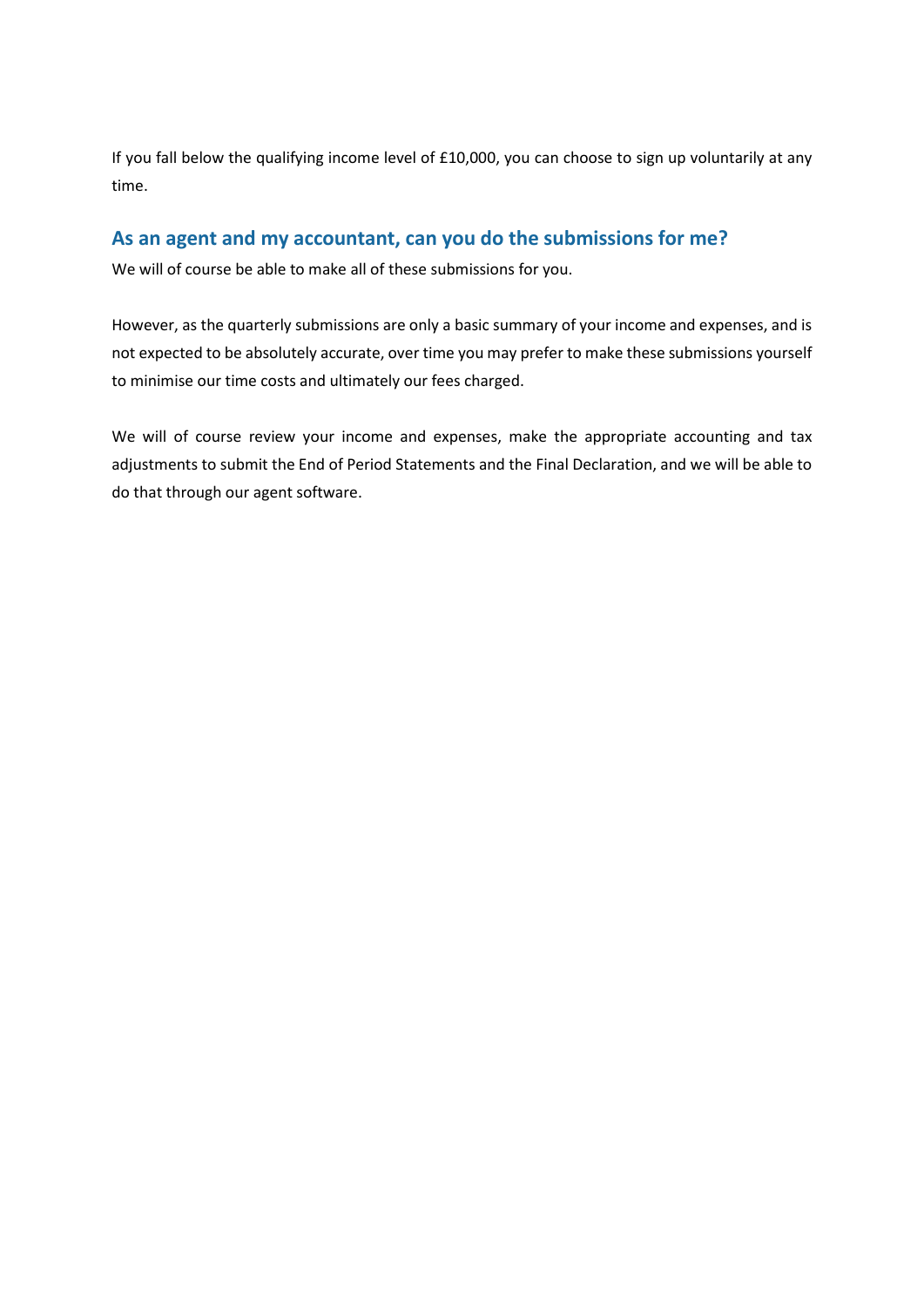If you fall below the qualifying income level of £10,000, you can choose to sign up voluntarily at any time.

## As an agent and my accountant, can you do the submissions for me?

We will of course be able to make all of these submissions for you.

However, as the quarterly submissions are only a basic summary of your income and expenses, and is not expected to be absolutely accurate, over time you may prefer to make these submissions yourself to minimise our time costs and ultimately our fees charged.

We will of course review your income and expenses, make the appropriate accounting and tax adjustments to submit the End of Period Statements and the Final Declaration, and we will be able to do that through our agent software.